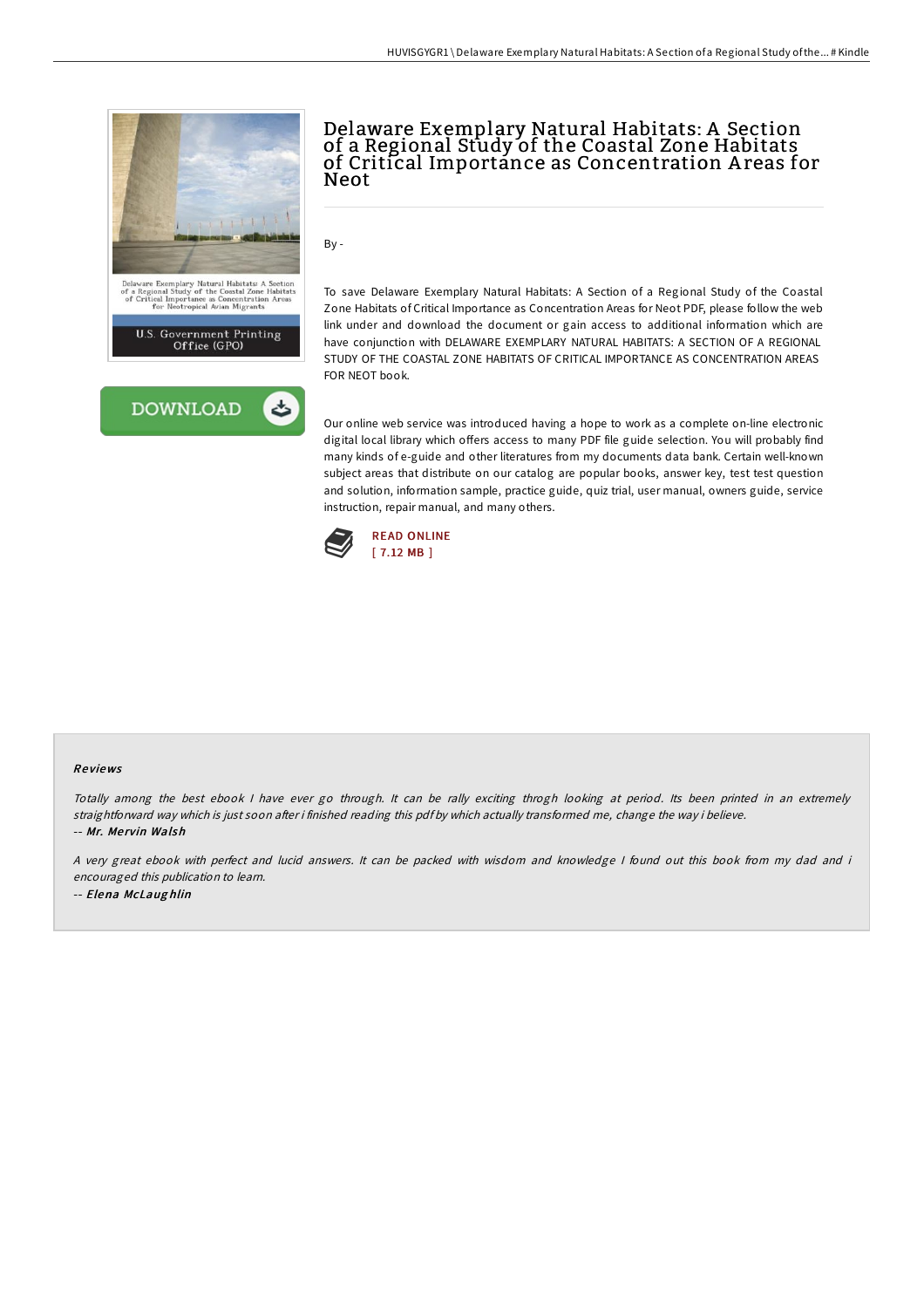# Delaware Exemplary Natural Habitats: A Section of a Regional Study of the Coastal Zone Habitats of Critical Importance as Concentration Areas for Neot

By -

To save Delaware Exemplary Natural Habitats: A Section of a Regional Study of the Coastal Zone Habitats of Critical Importance as Concentration Areas for Neot PDF, please follow the web link under and download the document or gain access to additional information which are have conjunction with DELAWARE EXEMPLARY NATURAL HABITATS: A SECTION OF A REGIONAL STUDY OF THE COASTAL ZONE HABITATS OF CRITICAL IMPORTANCE AS CONCENTRATION AREAS FOR NEOT book.

Our online web service was introduced having a hope to work as a complete on-line electronic digital local library which offers access to many PDF file guide selection. You will probably find many kinds of e-guide and other literatures from my documents data bank. Certain well-known subject areas that distribute on our catalog are popular books, answer key, test test question and solution, information sample, practice guide, quiz trial, user manual, owners guide, service instruction, repair manual, and many others.

READ ONLINE
[ 7.12 MB ]

## Reviews

*Totally among the best ebook I have ever go through. It can be rally exciting throgh looking at period. Its been printed in an extremely straightforward way which is just soon after i finished reading this pdf by which actually transformed me, change the way i believe.*
-- ***Mr. Mervin Walsh***

*A very great ebook with perfect and lucid answers. It can be packed with wisdom and knowledge I found out this book from my dad and i encouraged this publication to learn.*
-- ***Elena McLaughlin***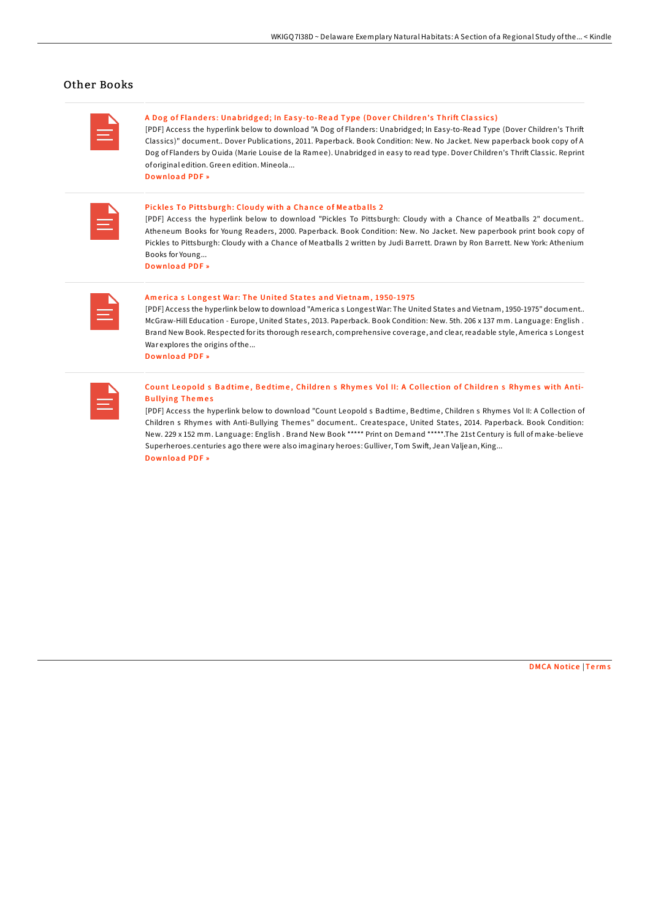## Other Books

### A Dog of Flanders: Unabridged; In Easy-to-Read Type (Dover Children's Thrift Classics)

[PDF] Access the hyperlink below to download "A Dog of Flanders: Unabridged; In Easy-to-Read Type (Dover Children's Thrift Classics)" document.. Dover Publications, 2011. Paperback. Book Condition: New. No Jacket. New paperback book copy of A Dog of Flanders by Ouida (Marie Louise de la Ramee). Unabridged in easy to read type. Dover Children's Thrift Classic. Reprint of original edition. Green edition. Mineola...

Download PDF »

### Pickles To Pittsburgh: Cloudy with a Chance of Meatballs 2

[PDF] Access the hyperlink below to download "Pickles To Pittsburgh: Cloudy with a Chance of Meatballs 2" document.. Atheneum Books for Young Readers, 2000. Paperback. Book Condition: New. No Jacket. New paperbook print book copy of Pickles to Pittsburgh: Cloudy with a Chance of Meatballs 2 written by Judi Barrett. Drawn by Ron Barrett. New York: Athenium Books for Young...

Download PDF »

### America s Longest War: The United States and Vietnam, 1950-1975

[PDF] Access the hyperlink below to download "America s Longest War: The United States and Vietnam, 1950-1975" document.. McGraw-Hill Education - Europe, United States, 2013. Paperback. Book Condition: New. 5th. 206 x 137 mm. Language: English . Brand New Book. Respected for its thorough research, comprehensive coverage, and clear, readable style, America s Longest War explores the origins of the...

Download PDF »

### Count Leopold s Badtime, Bedtime, Children s Rhymes Vol II: A Collection of Children s Rhymes with Anti-Bullying Themes

[PDF] Access the hyperlink below to download "Count Leopold s Badtime, Bedtime, Children s Rhymes Vol II: A Collection of Children s Rhymes with Anti-Bullying Themes" document.. Createspace, United States, 2014. Paperback. Book Condition: New. 229 x 152 mm. Language: English . Brand New Book ***** Print on Demand *****.The 21st Century is full of make-believe Superheroes.centuries ago there were also imaginary heroes: Gulliver, Tom Swift, Jean Valjean, King...

Download PDF »